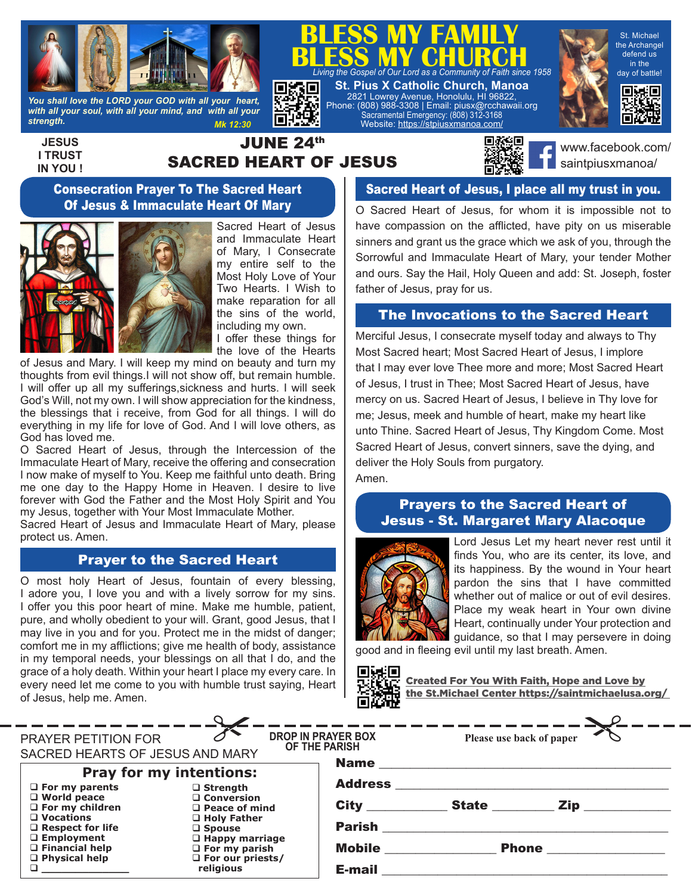# BLESS MY FAMILY BLESS MY CHURCH

*Living the Gospel of Our Lord as a Community of Faith since 1958*

**St. Pius X Catholic Church, Manoa**
2821 Lowrey Avenue, Honolulu, HI 96822,
Phone: (808) 988-3308 | Email: piusx@rcchawaii.org
Sacramental Emergency: (808) 312-3168
Website: https://stpiusxmanoa.com/

*You shall love the LORD your GOD with all your heart, with all your soul, with all your mind, and with all your strength.* Mk 12:30

St. Michael the Archangel defend us in the day of battle!

JESUS I TRUST IN YOU !

## JUNE 24th SACRED HEART OF JESUS

www.facebook.com/saintpiusxmanoa/

### Consecration Prayer To The Sacred Heart Of Jesus & Immaculate Heart Of Mary

Sacred Heart of Jesus and Immaculate Heart of Mary, I Consecrate my entire self to the Most Holy Love of Your Two Hearts. I Wish to make reparation for all the sins of the world, including my own.
I offer these things for the love of the Hearts of Jesus and Mary. I will keep my mind on beauty and turn my thoughts from evil things.I will not show off, but remain humble. I will offer up all my sufferings,sickness and hurts. I will seek God's Will, not my own. I will show appreciation for the kindness, the blessings that i receive, from God for all things. I will do everything in my life for love of God. And I will love others, as God has loved me.
O Sacred Heart of Jesus, through the Intercession of the Immaculate Heart of Mary, receive the offering and consecration I now make of myself to You. Keep me faithful unto death. Bring me one day to the Happy Home in Heaven. I desire to live forever with God the Father and the Most Holy Spirit and You my Jesus, together with Your Most Immaculate Mother.
Sacred Heart of Jesus and Immaculate Heart of Mary, please protect us. Amen.

### Prayer to the Sacred Heart

O most holy Heart of Jesus, fountain of every blessing, I adore you, I love you and with a lively sorrow for my sins. I offer you this poor heart of mine. Make me humble, patient, pure, and wholly obedient to your will. Grant, good Jesus, that I may live in you and for you. Protect me in the midst of danger; comfort me in my afflictions; give me health of body, assistance in my temporal needs, your blessings on all that I do, and the grace of a holy death. Within your heart I place my every care. In every need let me come to you with humble trust saying, Heart of Jesus, help me. Amen.

### Sacred Heart of Jesus, I place all my trust in you.

O Sacred Heart of Jesus, for whom it is impossible not to have compassion on the afflicted, have pity on us miserable sinners and grant us the grace which we ask of you, through the Sorrowful and Immaculate Heart of Mary, your tender Mother and ours. Say the Hail, Holy Queen and add: St. Joseph, foster father of Jesus, pray for us.

### The Invocations to the Sacred Heart

Merciful Jesus, I consecrate myself today and always to Thy Most Sacred heart; Most Sacred Heart of Jesus, I implore that I may ever love Thee more and more; Most Sacred Heart of Jesus, I trust in Thee; Most Sacred Heart of Jesus, have mercy on us. Sacred Heart of Jesus, I believe in Thy love for me; Jesus, meek and humble of heart, make my heart like unto Thine. Sacred Heart of Jesus, Thy Kingdom Come. Most Sacred Heart of Jesus, convert sinners, save the dying, and deliver the Holy Souls from purgatory.
Amen.

### Prayers to the Sacred Heart of Jesus - St. Margaret Mary Alacoque

Lord Jesus Let my heart never rest until it finds You, who are its center, its love, and its happiness. By the wound in Your heart pardon the sins that I have committed whether out of malice or out of evil desires. Place my weak heart in Your own divine Heart, continually under Your protection and guidance, so that I may persevere in doing good and in fleeing evil until my last breath. Amen.

Created For You With Faith, Hope and Love by the St.Michael Center https://saintmichaelusa.org/

---

PRAYER PETITION FOR SACRED HEARTS OF JESUS AND MARY

**DROP IN PRAYER BOX OF THE PARISH**

Please use back of paper

**Pray for my intentions:**

- ❑ For my parents
- ❑ World peace
- ❑ For my children
- ❑ Vocations
- ❑ Respect for life
- ❑ Employment
- ❑ Financial help
- ❑ Physical help
- ❑ ______________
- ❑ Strength
- ❑ Conversion
- ❑ Peace of mind
- ❑ Holy Father
- ❑ Spouse
- ❑ Happy marriage
- ❑ For my parish
- ❑ For our priests/ religious

**Name** ____________________
**Address** ____________________
**City** __________ **State** __________ **Zip** __________
**Parish** ____________________
**Mobile** __________ **Phone** __________
**E-mail** ____________________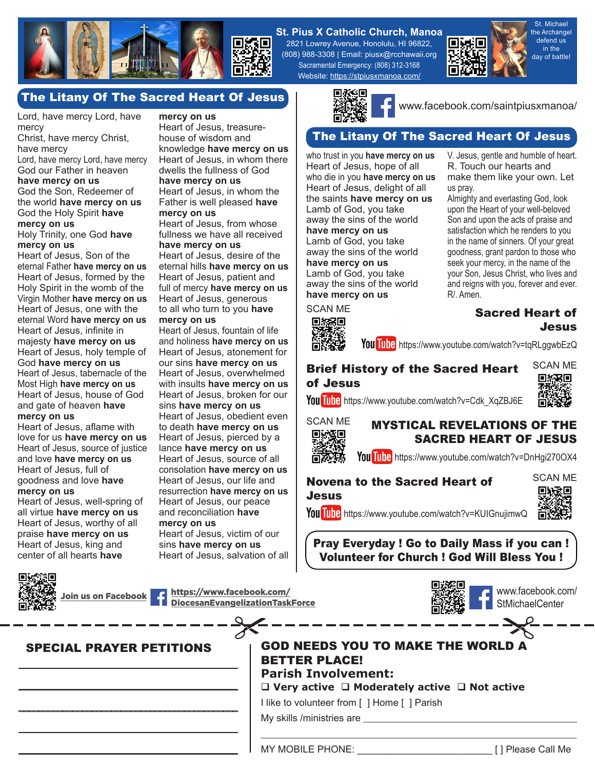**St. Pius X Catholic Church, Manoa**
2821 Lowrey Avenue, Honolulu, HI 96822,
(808) 988-3308 | Email: piusx@rcchawaii.org
Sacramental Emergency: (808) 312-3168
Website: https://stpiusxmanoa.com/

St. Michael the Archangel defend us in the day of battle!

## The Litany Of The Sacred Heart Of Jesus

Lord, have mercy Lord, have mercy
Christ, have mercy Christ, have mercy
Lord, have mercy Lord, have mercy
God our Father in heaven **have mercy on us**
God the Son, Redeemer of the world **have mercy on us**
God the Holy Spirit **have mercy on us**
Holy Trinity, one God **have mercy on us**
Heart of Jesus, Son of the eternal Father **have mercy on us**
Heart of Jesus, formed by the Holy Spirit in the womb of the Virgin Mother **have mercy on us**
Heart of Jesus, one with the eternal Word **have mercy on us**
Heart of Jesus, infinite in majesty **have mercy on us**
Heart of Jesus, holy temple of God **have mercy on us**
Heart of Jesus, tabernacle of the Most High **have mercy on us**
Heart of Jesus, house of God and gate of heaven **have mercy on us**
Heart of Jesus, aflame with love for us **have mercy on us**
Heart of Jesus, source of justice and love **have mercy on us**
Heart of Jesus, full of goodness and love **have mercy on us**
Heart of Jesus, well-spring of all virtue **have mercy on us**
Heart of Jesus, worthy of all praise **have mercy on us**
Heart of Jesus, king and center of all hearts **have mercy on us**
Heart of Jesus, treasure-house of wisdom and knowledge **have mercy on us**
Heart of Jesus, in whom there dwells the fullness of God **have mercy on us**
Heart of Jesus, in whom the Father is well pleased **have mercy on us**
Heart of Jesus, from whose fullness we have all received **have mercy on us**
Heart of Jesus, desire of the eternal hills **have mercy on us**
Heart of Jesus, patient and full of mercy **have mercy on us**
Heart of Jesus, generous to all who turn to you **have mercy on us**
Heart of Jesus, fountain of life and holiness **have mercy on us**
Heart of Jesus, atonement for our sins **have mercy on us**
Heart of Jesus, overwhelmed with insults **have mercy on us**
Heart of Jesus, broken for our sins **have mercy on us**
Heart of Jesus, obedient even to death **have mercy on us**
Heart of Jesus, pierced by a lance **have mercy on us**
Heart of Jesus, source of all consolation **have mercy on us**
Heart of Jesus, our life and resurrection **have mercy on us**
Heart of Jesus, our peace and reconciliation **have mercy on us**
Heart of Jesus, victim of our sins **have mercy on us**
Heart of Jesus, salvation of all who trust in you **have mercy on us**
Heart of Jesus, hope of all who die in you **have mercy on us**
Heart of Jesus, delight of all the saints **have mercy on us**
Lamb of God, you take away the sins of the world **have mercy on us**
Lamb of God, you take away the sins of the world **have mercy on us**
Lamb of God, you take away the sins of the world **have mercy on us**

V. Jesus, gentle and humble of heart.
R. Touch our hearts and make them like your own. Let us pray.
Almighty and everlasting God, look upon the Heart of your well-beloved Son and upon the acts of praise and satisfaction which he renders to you in the name of sinners. Of your great goodness, grant pardon to those who seek your mercy, in the name of the your Son, Jesus Christ, who lives and reigns with you, forever and ever. R/. Amen.

www.facebook.com/saintpiusxmanoa/

### Sacred Heart of Jesus

SCAN ME
YouTube https://www.youtube.com/watch?v=tqRLggwbEzQ

### Brief History of the Sacred Heart of Jesus

SCAN ME
YouTube https://www.youtube.com/watch?v=Cdk_XqZBJ6E

### MYSTICAL REVELATIONS OF THE SACRED HEART OF JESUS

SCAN ME
YouTube https://www.youtube.com/watch?v=DnHgi270OX4

### Novena to the Sacred Heart of Jesus

SCAN ME
YouTube https://www.youtube.com/watch?v=KUIGnujimwQ

**Pray Everyday ! Go to Daily Mass if you can ! Volunteer for Church ! God Will Bless You !**

Join us on Facebook https://www.facebook.com/DiocesanEvangelizationTaskForce

www.facebook.com/StMichaelCenter

## SPECIAL PRAYER PETITIONS

______________________________

______________________________

______________________________

______________________________

______________________________

## GOD NEEDS YOU TO MAKE THE WORLD A BETTER PLACE!

## Parish Involvement:

**❑ Very active ❑ Moderately active ❑ Not active**

I like to volunteer from [ ] Home [ ] Parish

My skills /ministries are ______________________________

______________________________

MY MOBILE PHONE: ______________________ [ ] Please Call Me